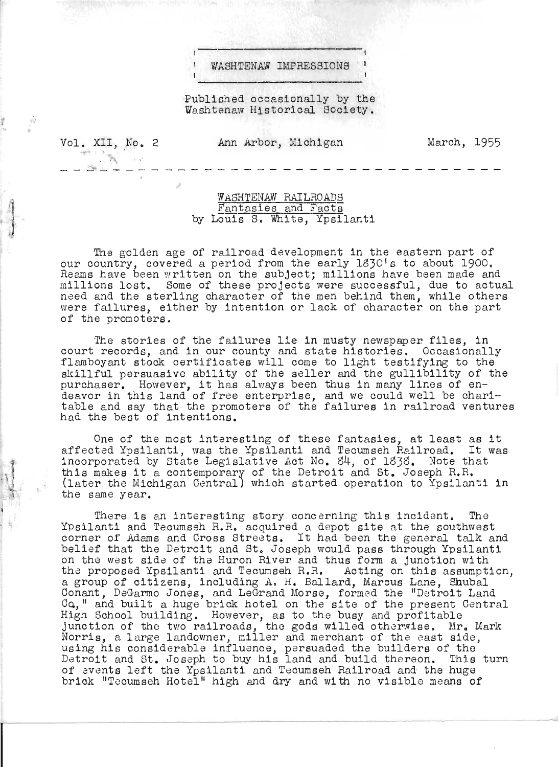# WASHTENAW IMPRESSIONS

Published occasionally by the Washtenaw Historical Society.

Vol. XII, No. 2 — Ann Arbor, Michigan — March, 1955

---

## WASHTENAW RAILROADS
### Fantasies and Facts
by Louis S. White, Ypsilanti

The golden age of railroad development in the eastern part of our country, covered a period from the early 1830's to about 1900. Reams have been written on the subject; millions have been made and millions lost. Some of these projects were successful, due to actual need and the sterling character of the men behind them, while others were failures, either by intention or lack of character on the part of the promoters.

The stories of the failures lie in musty newspaper files, in court records, and in our county and state histories. Occasionally flamboyant stock certificates will come to light testifying to the skillful persuasive ability of the seller and the gullibility of the purchaser. However, it has always been thus in many lines of endeavor in this land of free enterprise, and we could well be charitable and say that the promoters of the failures in railroad ventures had the best of intentions.

One of the most interesting of these fantasies, at least as it affected Ypsilanti, was the Ypsilanti and Tecumseh Railroad. It was incorporated by State Legislative Act No. 84, of 1838. Note that this makes it a contemporary of the Detroit and St. Joseph R.R. (later the Michigan Central) which started operation to Ypsilanti in the same year.

There is an interesting story concerning this incident. The Ypsilanti and Tecumseh R.R. acquired a depot site at the southwest corner of Adams and Cross Streets. It had been the general talk and belief that the Detroit and St. Joseph would pass through Ypsilanti on the west side of the Huron River and thus form a junction with the proposed Ypsilanti and Tecumseh R.R. Acting on this assumption, a group of citizens, including A. H. Ballard, Marcus Lane, Shubal Conant, DeGarmo Jones, and LeGrand Morse, formed the "Detroit Land Co," and built a huge brick hotel on the site of the present Central High School building. However, as to the busy and profitable junction of the two railroads, the gods willed otherwise. Mr. Mark Norris, a large landowner, miller and merchant of the east side, using his considerable influence, persuaded the builders of the Detroit and St. Joseph to buy his land and build thereon. This turn of events left the Ypsilanti and Tecumseh Railroad and the huge brick "Tecumseh Hotel" high and dry and with no visible means of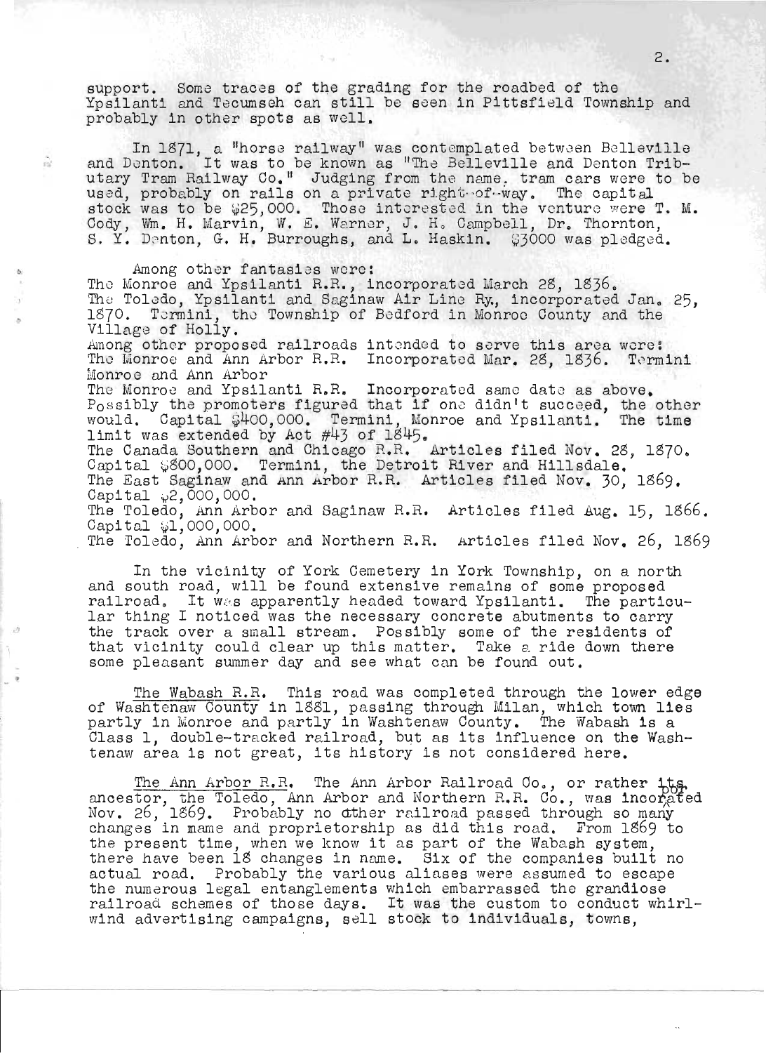support. Some traces of the grading for the roadbed of the Ypsilanti and Tecumseh can still be seen in Pittsfield Township and probably in other spots as well.

In 1871, a "horse railway" was contemplated between Belleville and Denton. It was to be known as "The Belleville and Denton Tributary Tram Railway Co." Judging from the name, tram cars were to be used, probably on rails on a private right-of-way. The capital stock was to be $25,000. Those interested in the venture were T. M. Cody, Wm. H. Marvin, W. E. Warner, J. H. Campbell, Dr. Thornton, S. Y. Denton, G. H. Burroughs, and L. Haskin. $3000 was pledged.

Among other fantasies were:
The Monroe and Ypsilanti R.R., incorporated March 28, 1836.
The Toledo, Ypsilanti and Saginaw Air Line Ry., incorporated Jan. 25, 1870. Termini, the Township of Bedford in Monroe County and the Village of Holly.
Among other proposed railroads intended to serve this area were:
The Monroe and Ann Arbor R.R. Incorporated Mar. 28, 1836. Termini Monroe and Ann Arbor
The Monroe and Ypsilanti R.R. Incorporated same date as above. Possibly the promoters figured that if one didn't succeed, the other would. Capital $400,000. Termini, Monroe and Ypsilanti. The time limit was extended by Act #43 of 1845.
The Canada Southern and Chicago R.R. Articles filed Nov. 28, 1870. Capital $800,000. Termini, the Detroit River and Hillsdale.
The East Saginaw and Ann Arbor R.R. Articles filed Nov. 30, 1869. Capital $2,000,000.
The Toledo, Ann Arbor and Saginaw R.R. Articles filed Aug. 15, 1866. Capital $1,000,000.
The Toledo, Ann Arbor and Northern R.R. Articles filed Nov. 26, 1869

In the vicinity of York Cemetery in York Township, on a north and south road, will be found extensive remains of some proposed railroad. It was apparently headed toward Ypsilanti. The particular thing I noticed was the necessary concrete abutments to carry the track over a small stream. Possibly some of the residents of that vicinity could clear up this matter. Take a ride down there some pleasant summer day and see what can be found out.

<u>The Wabash R.R.</u> This road was completed through the lower edge of <u>Washtenaw County</u> in 1881, passing through Milan, which town lies partly in Monroe and partly in Washtenaw County. The Wabash is a Class 1, double-tracked railroad, but as its influence on the Washtenaw area is not great, its history is not considered here.

<u>The Ann Arbor R.R.</u> The Ann Arbor Railroad Co., or rather its ancestor, the Toledo, Ann Arbor and Northern R.R. Co., was incorporated Nov. 26, 1869. Probably no other railroad passed through so many changes in name and proprietorship as did this road. From 1869 to the present time, when we know it as part of the Wabash system, there have been 18 changes in name. Six of the companies built no actual road. Probably the various aliases were assumed to escape the numerous legal entanglements which embarrassed the grandiose railroad schemes of those days. It was the custom to conduct whirlwind advertising campaigns, sell stock to individuals, towns,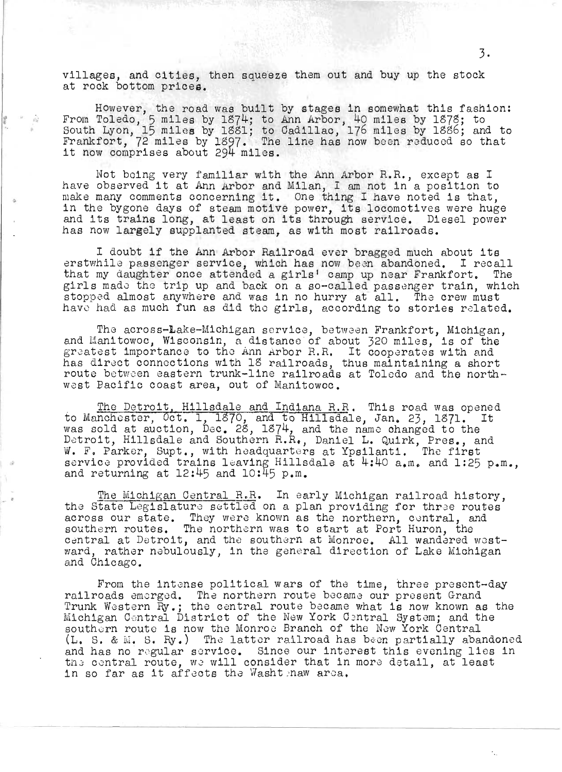villages, and cities, then squeeze them out and buy up the stock at rock bottom prices.

However, the road was built by stages in somewhat this fashion: From Toledo, 5 miles by 1874; to Ann Arbor, 40 miles by 1878; to South Lyon, 15 miles by 1881; to Cadillac, 176 miles by 1886; and to Frankfort, 72 miles by 1897. The line has now been reduced so that it now comprises about 294 miles.

Not being very familiar with the Ann Arbor R.R., except as I have observed it at Ann Arbor and Milan, I am not in a position to make many comments concerning it. One thing I have noted is that, in the bygone days of steam motive power, its locomotives were huge and its trains long, at least on its through service. Diesel power has now largely supplanted steam, as with most railroads.

I doubt if the Ann Arbor Railroad ever bragged much about its erstwhile passenger service, which has now been abandoned. I recall that my daughter once attended a girls' camp up near Frankfort. The girls made the trip up and back on a so-called passenger train, which stopped almost anywhere and was in no hurry at all. The crew must have had as much fun as did the girls, according to stories related.

The across-Lake-Michigan service, between Frankfort, Michigan, and Manitowoc, Wisconsin, a distance of about 320 miles, is of the greatest importance to the Ann Arbor R.R. It cooperates with and has direct connections with 18 railroads, thus maintaining a short route between eastern trunk-line railroads at Toledo and the northwest Pacific coast area, out of Manitowoc.

The Detroit, Hillsdale and Indiana R.R. This road was opened to Manchester, Oct. 1, 1870, and to Hillsdale, Jan. 23, 1871. It was sold at auction, Dec. 28, 1874, and the name changed to the Detroit, Hillsdale and Southern R.R., Daniel L. Quirk, Pres., and W. F. Parker, Supt., with headquarters at Ypsilanti. The first service provided trains leaving Hillsdale at 4:40 a.m. and 1:25 p.m., and returning at 12:45 and 10:45 p.m.

The Michigan Central R.R. In early Michigan railroad history, the State Legislature settled on a plan providing for three routes across our state. They were known as the northern, central, and southern routes. The northern was to start at Port Huron, the central at Detroit, and the southern at Monroe. All wandered westward, rather nebulously, in the general direction of Lake Michigan and Chicago.

From the intense political wars of the time, three present-day railroads emerged. The northern route became our present Grand Trunk Western Ry.; the central route became what is now known as the Michigan Central District of the New York Central System; and the southern route is now the Monroe Branch of the New York Central (L. S. & M. S. Ry.) The latter railroad has been partially abandoned and has no regular service. Since our interest this evening lies in the central route, we will consider that in more detail, at least in so far as it affects the Washtenaw area.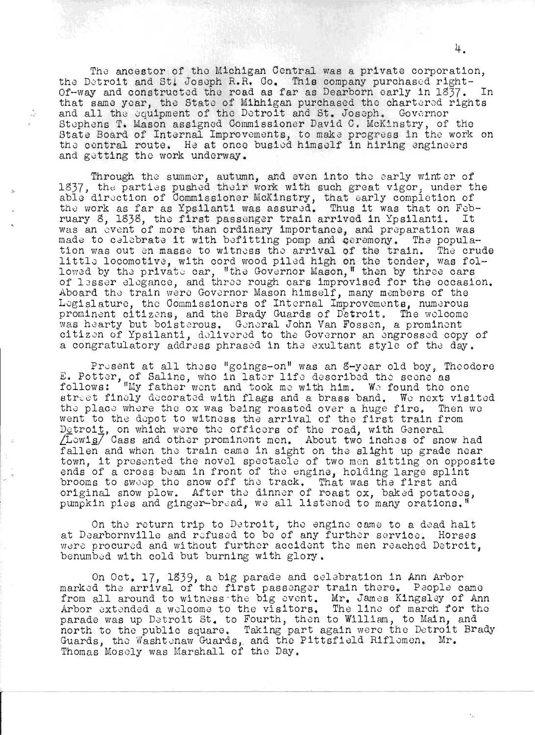The ancestor of the Michigan Central was a private corporation, the Detroit and St. Joseph R.R. Co. This company purchased right-Of-way and constructed the road as far as Dearborn early in 1837. In that same year, the State of Mihhigan purchased the chartered rights and all the equipment of the Detroit and St. Joseph. Governor Stephens T. Mason assigned Commissioner David C. McKinstry, of the State Board of Internal Improvements, to make progress in the work on the central route. He at once busied himself in hiring engineers and getting the work underway.

Through the summer, autumn, and even into the early winter of 1837, the parties pushed their work with such great vigor, under the able direction of Commissioner McKinstry, that early completion of the work as far as Ypsilanti was assured. Thus it was that on February 8, 1838, the first passenger train arrived in Ypsilanti. It was an event of more than ordinary importance, and preparation was made to celebrate it with befitting pomp and ceremony. The population was out en masse to witness the arrival of the train. The crude little locomotive, with cord wood piled high on the tender, was followed by the private car, "the Governor Mason," then by three cars of lesser elegance, and three rough cars improvised for the occasion. Aboard the train were Governor Mason himself, many members of the Legislature, the Commissioners of Internal Improvements, numerous prominent citizens, and the Brady Guards of Detroit. The welcome was hearty but boisterous. General John Van Fossen, a prominent citizen of Ypsilanti, delivered to the Governor an engrossed copy of a congratulatory address phrased in the exultant style of the day.

Present at all those "goings-on" was an 8-year old boy, Theodore E. Potter, of Saline, who in later life described the scene as follows: "My father went and took me with him. We found the one street finely decorated with flags and a brass band. We next visited the place where the ox was being roasted over a huge fire. Then we went to the depot to witness the arrival of the first train from Detroit, on which were the officers of the road, with General /Lewis/ Cass and other prominent men. About two inches of snow had fallen and when the train came in sight on the slight up grade near town, it presented the novel spectacle of two men sitting on opposite ends of a cross beam in front of the engine, holding large splint brooms to sweep the snow off the track. That was the first and original snow plow. After the dinner of roast ox, baked potatoes, pumpkin pies and ginger-bread, we all listened to many orations."

On the return trip to Detroit, the engine came to a dead halt at Dearbornville and refused to be of any further service. Horses were procured and without further accident the men reached Detroit, benumbed with cold but burning with glory.

On Oct. 17, 1839, a big parade and celebration in Ann Arbor marked the arrival of the first passenger train there. People came from all around to witness the big event. Mr. James Kingsley of Ann Arbor extended a welcome to the visitors. The line of march for the parade was up Detroit St. to Fourth, then to William, to Main, and north to the public square. Taking part again were the Detroit Brady Guards, the Washtenaw Guards, and the Pittsfield Riflemen. Mr. Thomas Mosely was Marshall of the Day.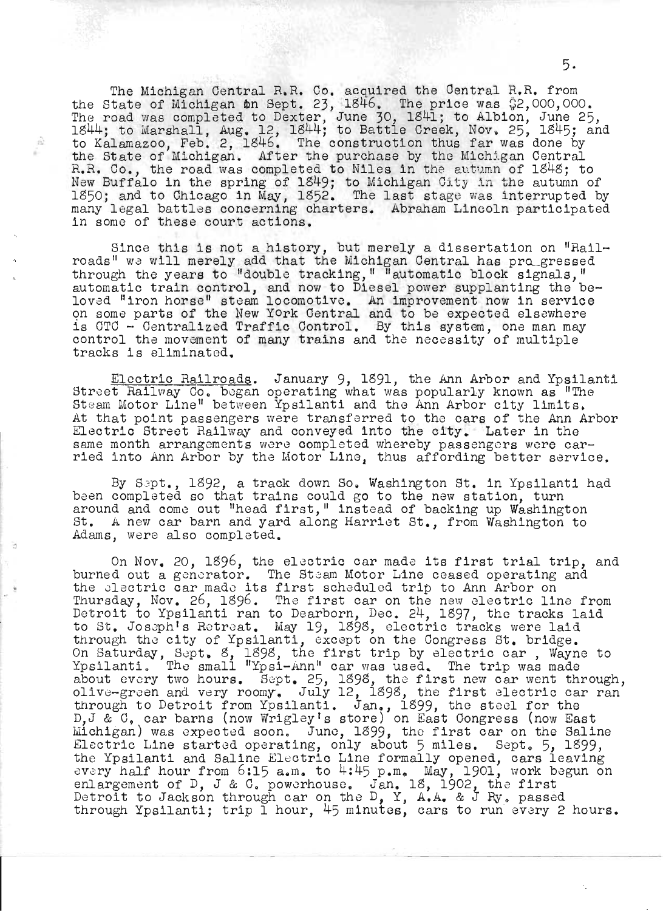The Michigan Central R.R. Co. acquired the Central R.R. from the State of Michigan on Sept. 23, 1846. The price was $2,000,000. The road was completed to Dexter, June 30, 1841; to Albion, June 25, 1844; to Marshall, Aug. 12, 1844; to Battle Creek, Nov. 25, 1845; and to Kalamazoo, Feb. 2, 1846. The construction thus far was done by the State of Michigan. After the purchase by the Michigan Central R.R. Co., the road was completed to Niles in the autumn of 1848; to New Buffalo in the spring of 1849; to Michigan City in the autumn of 1850; and to Chicago in May, 1852. The last stage was interrupted by many legal battles concerning charters. Abraham Lincoln participated in some of these court actions.

Since this is not a history, but merely a dissertation on "Railroads" we will merely add that the Michigan Central has progressed through the years to "double tracking," "automatic block signals," automatic train control, and now to Diesel power supplanting the beloved "iron horse" steam locomotive. An improvement now in service on some parts of the New York Central and to be expected elsewhere is CTC - Centralized Traffic Control. By this system, one man may control the movement of many trains and the necessity of multiple tracks is eliminated.

Electric Railroads. January 9, 1891, the Ann Arbor and Ypsilanti Street Railway Co. began operating what was popularly known as "The Steam Motor Line" between Ypsilanti and the Ann Arbor city limits. At that point passengers were transferred to the cars of the Ann Arbor Electric Street Railway and conveyed into the city. Later in the same month arrangements were completed whereby passengers were carried into Ann Arbor by the Motor Line, thus affording better service.

By Sept., 1892, a track down So. Washington St. in Ypsilanti had been completed so that trains could go to the new station, turn around and come out "head first," instead of backing up Washington St. A new car barn and yard along Harriet St., from Washington to Adams, were also completed.

On Nov. 20, 1896, the electric car made its first trial trip, and burned out a generator. The Steam Motor Line ceased operating and the electric car made its first scheduled trip to Ann Arbor on Thursday, Nov. 26, 1896. The first car on the new electric line from Detroit to Ypsilanti ran to Dearborn, Dec. 24, 1897, the tracks laid to St. Joseph's Retreat. May 19, 1898, electric tracks were laid through the city of Ypsilanti, except on the Congress St. bridge. On Saturday, Sept. 8, 1898, the first trip by electric car , Wayne to Ypsilanti. The small "Ypsi-Ann" car was used. The trip was made about every two hours. Sept. 25, 1898, the first new car went through, olive-green and very roomy. July 12, 1898, the first electric car ran through to Detroit from Ypsilanti. Jan., 1899, the steel for the D,J & C. car barns (now Wrigley's store) on East Congress (now East Michigan) was expected soon. June, 1899, the first car on the Saline Electric Line started operating, only about 5 miles. Sept. 5, 1899, the Ypsilanti and Saline Electric Line formally opened, cars leaving every half hour from 6:15 a.m. to 4:45 p.m. May, 1901, work begun on enlargement of D, J & C. powerhouse. Jan. 18, 1902, the first Detroit to Jackson through car on the D, Y, A.A. & J Ry. passed through Ypsilanti; trip 1 hour, 45 minutes, cars to run every 2 hours.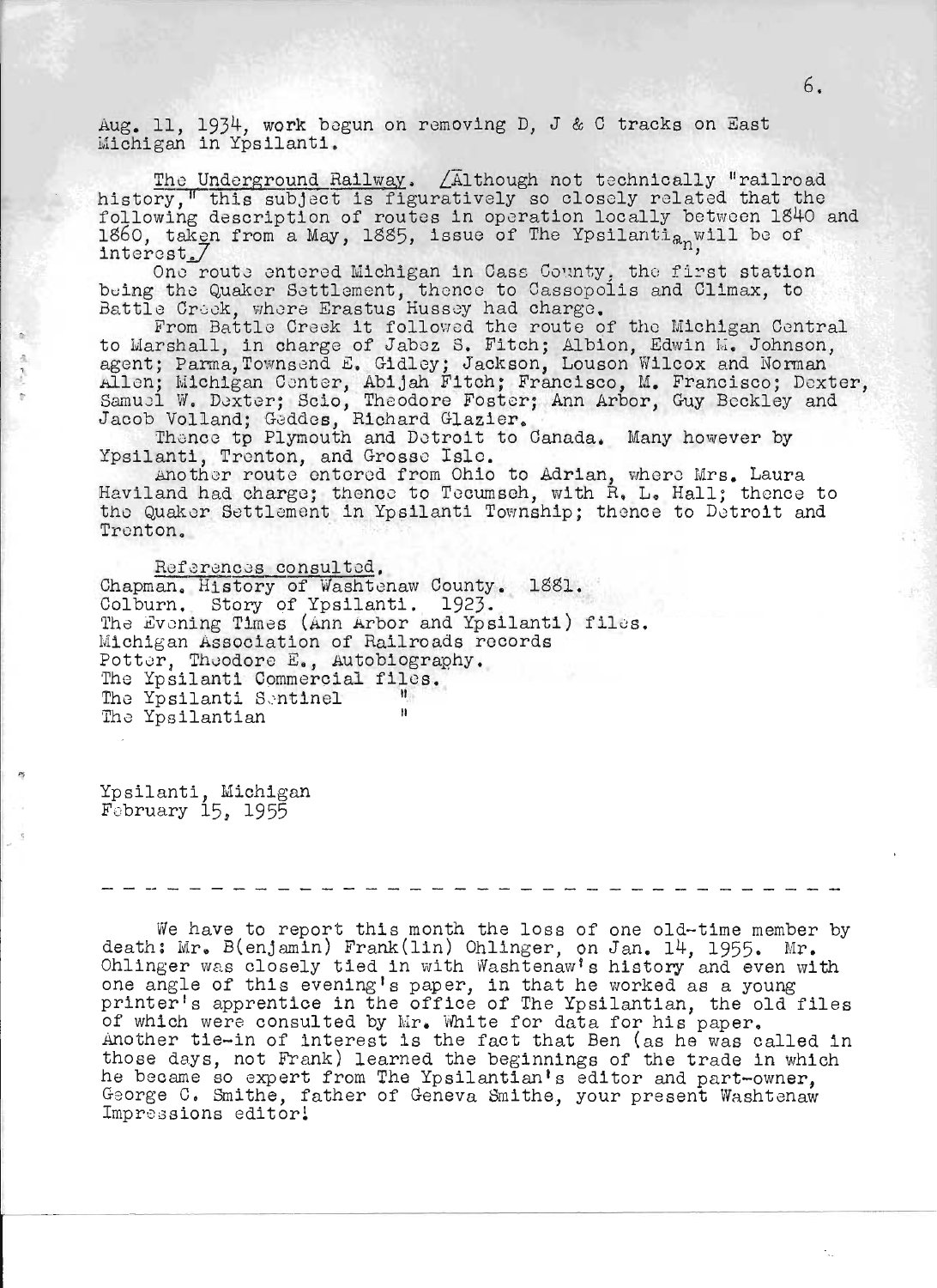Aug. 11, 1934, work begun on removing D, J & C tracks on East Michigan in Ypsilanti.

The Underground Railway. [Although not technically "railroad history," this subject is figuratively so closely related that the following description of routes in operation locally between 1840 and 1860, taken from a May, 1885, issue of The Ypsilantian, will be of interest.]

One route entered Michigan in Cass County, the first station being the Quaker Settlement, thence to Cassopolis and Climax, to Battle Creek, where Erastus Hussey had charge.

From Battle Creek it followed the route of the Michigan Central to Marshall, in charge of Jabez S. Fitch; Albion, Edwin M. Johnson, agent; Parma, Townsend E. Gidley; Jackson, Louson Wilcox and Norman Allen; Michigan Center, Abijah Fitch; Francisco, M. Francisco; Dexter, Samuel W. Dexter; Scio, Theodore Foster; Ann Arbor, Guy Beckley and Jacob Volland; Geddes, Richard Glazier.

Thence tp Plymouth and Detroit to Canada. Many however by Ypsilanti, Trenton, and Grosse Isle.

Another route entered from Ohio to Adrian, where Mrs. Laura Haviland had charge; thence to Tecumseh, with R. L. Hall; thence to the Quaker Settlement in Ypsilanti Township; thence to Detroit and Trenton.

References consulted.
Chapman. History of Washtenaw County. 1881.
Colburn. Story of Ypsilanti. 1923.
The Evening Times (Ann Arbor and Ypsilanti) files.
Michigan Association of Railroads records
Potter, Theodore E., Autobiography.
The Ypsilanti Commercial files.
The Ypsilanti Sentinel "
The Ypsilantian "

Ypsilanti, Michigan
February 15, 1955

---

We have to report this month the loss of one old-time member by death: Mr. B(enjamin) Frank(lin) Ohlinger, on Jan. 14, 1955. Mr. Ohlinger was closely tied in with Washtenaw's history and even with one angle of this evening's paper, in that he worked as a young printer's apprentice in the office of The Ypsilantian, the old files of which were consulted by Mr. White for data for his paper. Another tie-in of interest is the fact that Ben (as he was called in those days, not Frank) learned the beginnings of the trade in which he became so expert from The Ypsilantian's editor and part-owner, George C. Smithe, father of Geneva Smithe, your present Washtenaw Impressions editor!